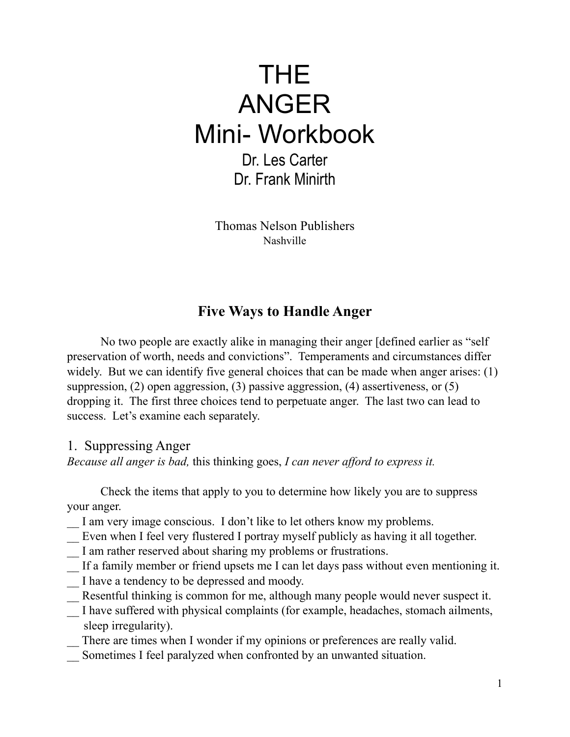# THE ANGER Mini- Workbook

Dr. Les Carter
Dr. Frank Minirth

Thomas Nelson Publishers
Nashville

## Five Ways to Handle Anger

No two people are exactly alike in managing their anger [defined earlier as "self preservation of worth, needs and convictions". Temperaments and circumstances differ widely. But we can identify five general choices that can be made when anger arises: (1) suppression, (2) open aggression, (3) passive aggression, (4) assertiveness, or (5) dropping it. The first three choices tend to perpetuate anger. The last two can lead to success. Let's examine each separately.

### 1. Suppressing Anger

*Because all anger is bad,* this thinking goes, *I can never afford to express it.*

Check the items that apply to you to determine how likely you are to suppress your anger.

__ I am very image conscious. I don't like to let others know my problems.
__ Even when I feel very flustered I portray myself publicly as having it all together.
__ I am rather reserved about sharing my problems or frustrations.
__ If a family member or friend upsets me I can let days pass without even mentioning it.
__ I have a tendency to be depressed and moody.
__ Resentful thinking is common for me, although many people would never suspect it.
__ I have suffered with physical complaints (for example, headaches, stomach ailments, sleep irregularity).
__ There are times when I wonder if my opinions or preferences are really valid.
__ Sometimes I feel paralyzed when confronted by an unwanted situation.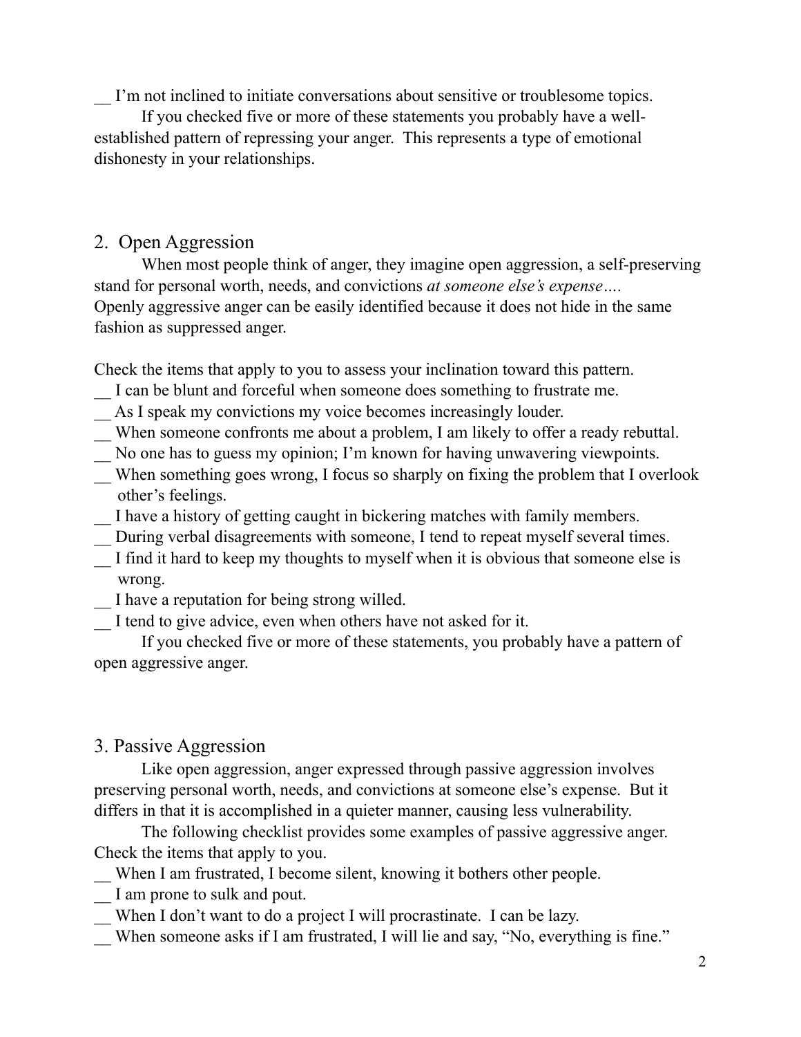__ I'm not inclined to initiate conversations about sensitive or troublesome topics.

If you checked five or more of these statements you probably have a well-established pattern of repressing your anger. This represents a type of emotional dishonesty in your relationships.

## 2. Open Aggression

When most people think of anger, they imagine open aggression, a self-preserving stand for personal worth, needs, and convictions *at someone else's expense….* Openly aggressive anger can be easily identified because it does not hide in the same fashion as suppressed anger.

Check the items that apply to you to assess your inclination toward this pattern.

__ I can be blunt and forceful when someone does something to frustrate me.
__ As I speak my convictions my voice becomes increasingly louder.
__ When someone confronts me about a problem, I am likely to offer a ready rebuttal.
__ No one has to guess my opinion; I'm known for having unwavering viewpoints.
__ When something goes wrong, I focus so sharply on fixing the problem that I overlook other's feelings.
__ I have a history of getting caught in bickering matches with family members.
__ During verbal disagreements with someone, I tend to repeat myself several times.
__ I find it hard to keep my thoughts to myself when it is obvious that someone else is wrong.
__ I have a reputation for being strong willed.
__ I tend to give advice, even when others have not asked for it.

If you checked five or more of these statements, you probably have a pattern of open aggressive anger.

## 3. Passive Aggression

Like open aggression, anger expressed through passive aggression involves preserving personal worth, needs, and convictions at someone else's expense. But it differs in that it is accomplished in a quieter manner, causing less vulnerability.

The following checklist provides some examples of passive aggressive anger. Check the items that apply to you.

__ When I am frustrated, I become silent, knowing it bothers other people.
__ I am prone to sulk and pout.
__ When I don't want to do a project I will procrastinate. I can be lazy.
__ When someone asks if I am frustrated, I will lie and say, "No, everything is fine."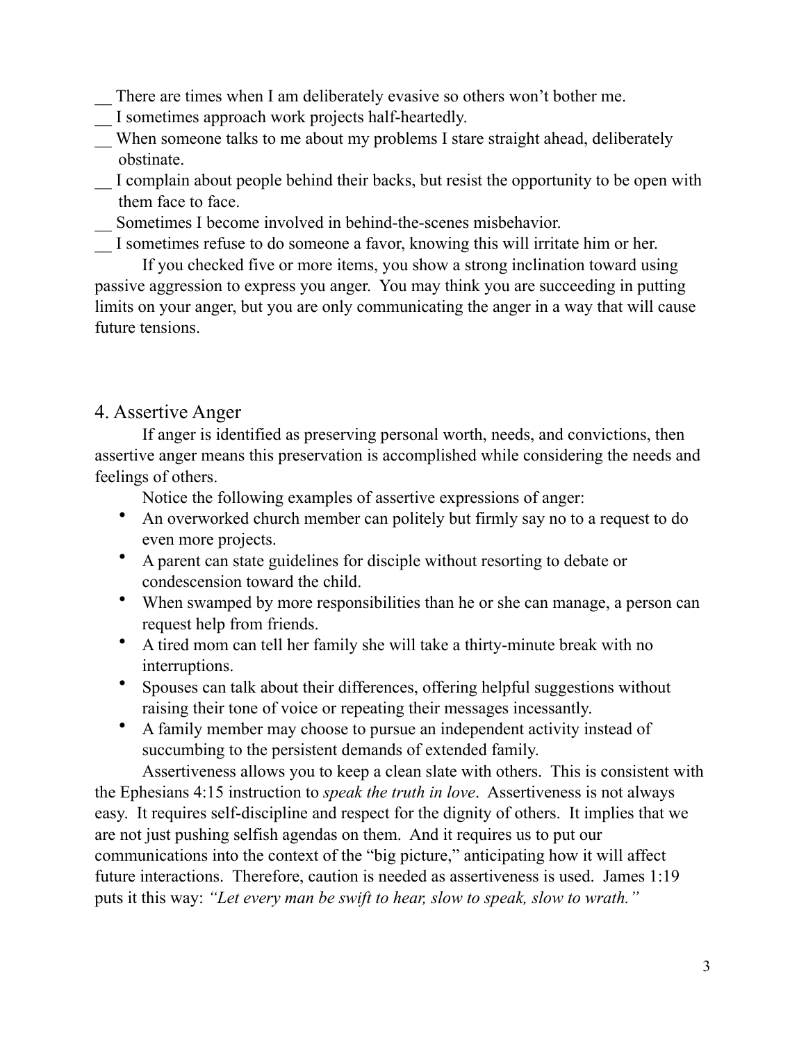__ There are times when I am deliberately evasive so others won't bother me.
__ I sometimes approach work projects half-heartedly.
__ When someone talks to me about my problems I stare straight ahead, deliberately obstinate.
__ I complain about people behind their backs, but resist the opportunity to be open with them face to face.
__ Sometimes I become involved in behind-the-scenes misbehavior.
__ I sometimes refuse to do someone a favor, knowing this will irritate him or her.

If you checked five or more items, you show a strong inclination toward using passive aggression to express you anger. You may think you are succeeding in putting limits on your anger, but you are only communicating the anger in a way that will cause future tensions.

## 4. Assertive Anger

If anger is identified as preserving personal worth, needs, and convictions, then assertive anger means this preservation is accomplished while considering the needs and feelings of others.

Notice the following examples of assertive expressions of anger:

- An overworked church member can politely but firmly say no to a request to do even more projects.
- A parent can state guidelines for disciple without resorting to debate or condescension toward the child.
- When swamped by more responsibilities than he or she can manage, a person can request help from friends.
- A tired mom can tell her family she will take a thirty-minute break with no interruptions.
- Spouses can talk about their differences, offering helpful suggestions without raising their tone of voice or repeating their messages incessantly.
- A family member may choose to pursue an independent activity instead of succumbing to the persistent demands of extended family.

Assertiveness allows you to keep a clean slate with others. This is consistent with the Ephesians 4:15 instruction to *speak the truth in love*. Assertiveness is not always easy. It requires self-discipline and respect for the dignity of others. It implies that we are not just pushing selfish agendas on them. And it requires us to put our communications into the context of the "big picture," anticipating how it will affect future interactions. Therefore, caution is needed as assertiveness is used. James 1:19 puts it this way: *"Let every man be swift to hear, slow to speak, slow to wrath."*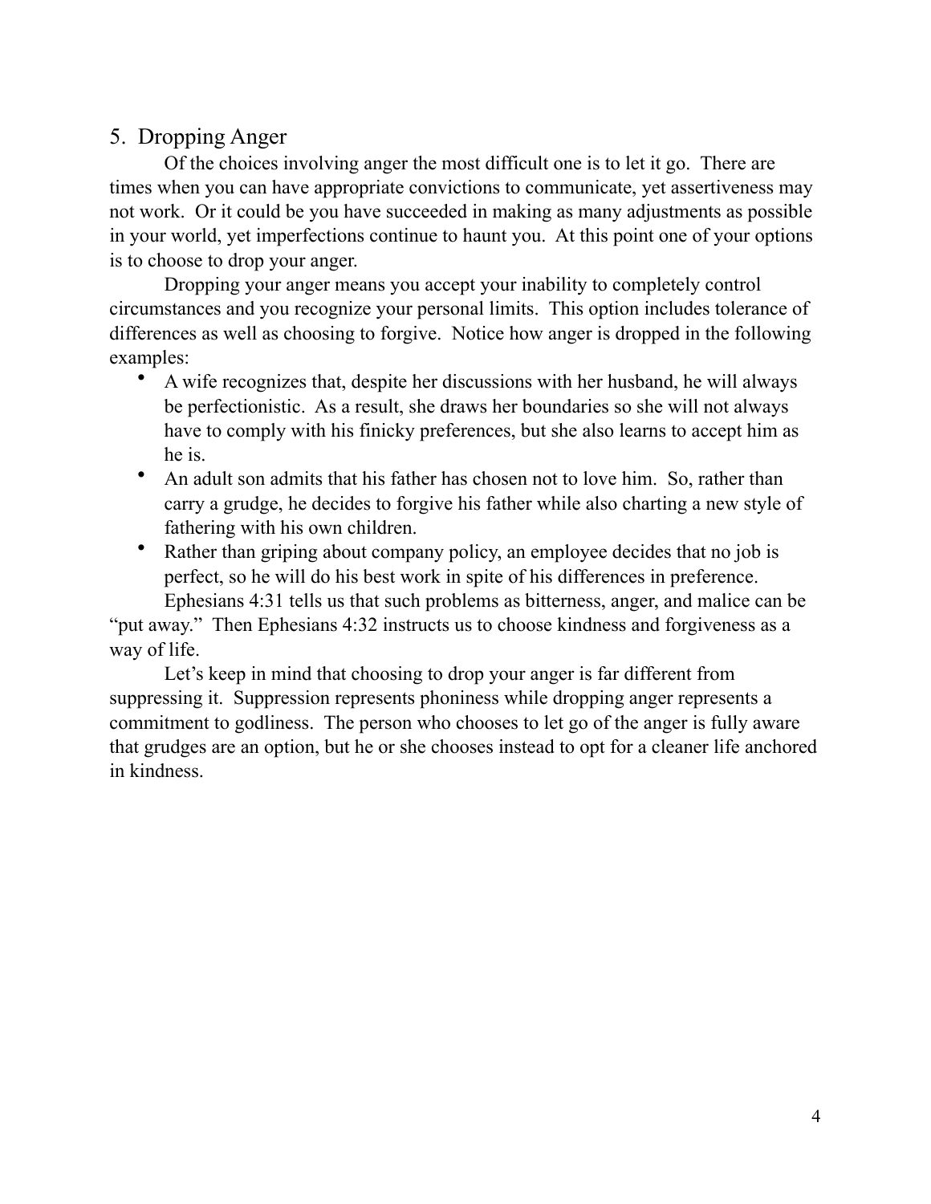## 5. Dropping Anger

Of the choices involving anger the most difficult one is to let it go. There are times when you can have appropriate convictions to communicate, yet assertiveness may not work. Or it could be you have succeeded in making as many adjustments as possible in your world, yet imperfections continue to haunt you. At this point one of your options is to choose to drop your anger.

Dropping your anger means you accept your inability to completely control circumstances and you recognize your personal limits. This option includes tolerance of differences as well as choosing to forgive. Notice how anger is dropped in the following examples:

- A wife recognizes that, despite her discussions with her husband, he will always be perfectionistic. As a result, she draws her boundaries so she will not always have to comply with his finicky preferences, but she also learns to accept him as he is.
- An adult son admits that his father has chosen not to love him. So, rather than carry a grudge, he decides to forgive his father while also charting a new style of fathering with his own children.
- Rather than griping about company policy, an employee decides that no job is perfect, so he will do his best work in spite of his differences in preference.

Ephesians 4:31 tells us that such problems as bitterness, anger, and malice can be "put away." Then Ephesians 4:32 instructs us to choose kindness and forgiveness as a way of life.

Let's keep in mind that choosing to drop your anger is far different from suppressing it. Suppression represents phoniness while dropping anger represents a commitment to godliness. The person who chooses to let go of the anger is fully aware that grudges are an option, but he or she chooses instead to opt for a cleaner life anchored in kindness.